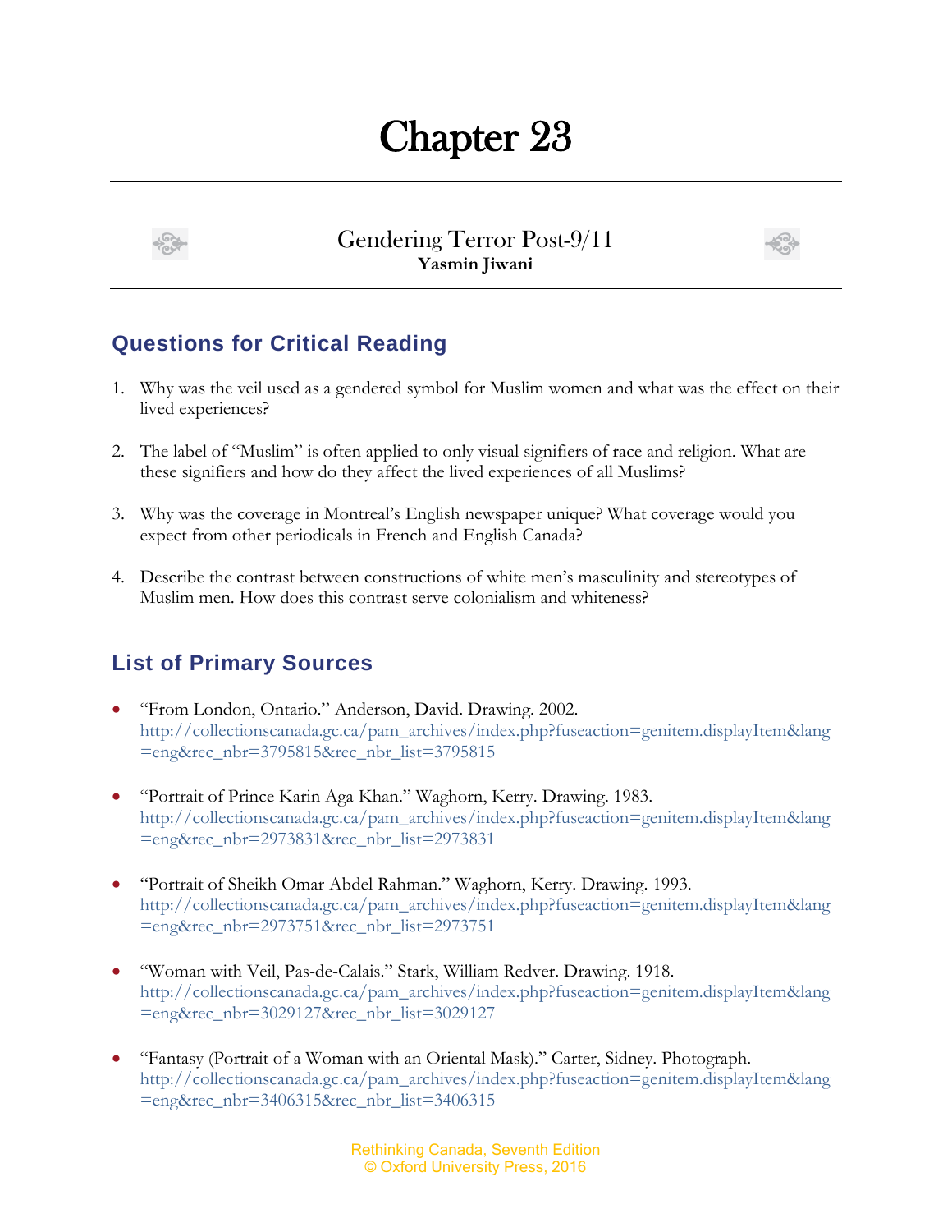# Chapter 23

## Gendering Terror Post-9/11
**Yasmin Jiwani**

## Questions for Critical Reading

1. Why was the veil used as a gendered symbol for Muslim women and what was the effect on their lived experiences?

2. The label of "Muslim" is often applied to only visual signifiers of race and religion. What are these signifiers and how do they affect the lived experiences of all Muslims?

3. Why was the coverage in Montreal's English newspaper unique? What coverage would you expect from other periodicals in French and English Canada?

4. Describe the contrast between constructions of white men's masculinity and stereotypes of Muslim men. How does this contrast serve colonialism and whiteness?

## List of Primary Sources

- "From London, Ontario." Anderson, David. Drawing. 2002. http://collectionscanada.gc.ca/pam_archives/index.php?fuseaction=genitem.displayItem&lang=eng&rec_nbr=3795815&rec_nbr_list=3795815

- "Portrait of Prince Karin Aga Khan." Waghorn, Kerry. Drawing. 1983. http://collectionscanada.gc.ca/pam_archives/index.php?fuseaction=genitem.displayItem&lang=eng&rec_nbr=2973831&rec_nbr_list=2973831

- "Portrait of Sheikh Omar Abdel Rahman." Waghorn, Kerry. Drawing. 1993. http://collectionscanada.gc.ca/pam_archives/index.php?fuseaction=genitem.displayItem&lang=eng&rec_nbr=2973751&rec_nbr_list=2973751

- "Woman with Veil, Pas-de-Calais." Stark, William Redver. Drawing. 1918. http://collectionscanada.gc.ca/pam_archives/index.php?fuseaction=genitem.displayItem&lang=eng&rec_nbr=3029127&rec_nbr_list=3029127

- "Fantasy (Portrait of a Woman with an Oriental Mask)." Carter, Sidney. Photograph. http://collectionscanada.gc.ca/pam_archives/index.php?fuseaction=genitem.displayItem&lang=eng&rec_nbr=3406315&rec_nbr_list=3406315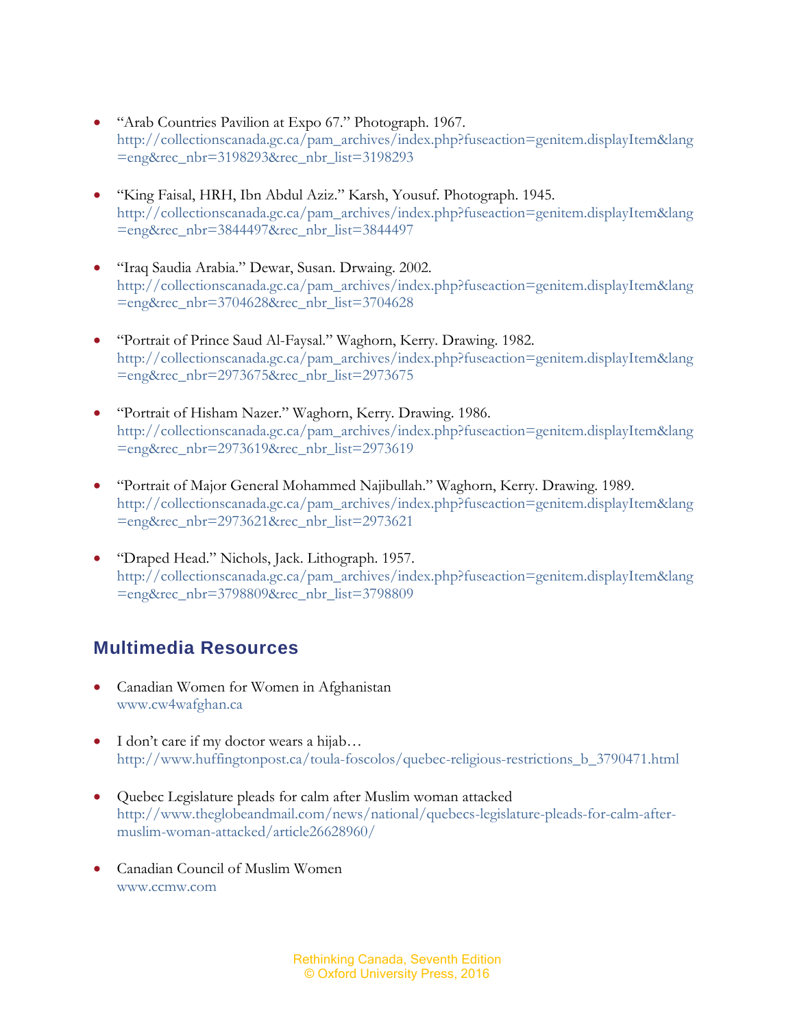- “Arab Countries Pavilion at Expo 67.” Photograph. 1967.
  http://collectionscanada.gc.ca/pam_archives/index.php?fuseaction=genitem.displayItem&lang=eng&rec_nbr=3198293&rec_nbr_list=3198293

- “King Faisal, HRH, Ibn Abdul Aziz.” Karsh, Yousuf. Photograph. 1945.
  http://collectionscanada.gc.ca/pam_archives/index.php?fuseaction=genitem.displayItem&lang=eng&rec_nbr=3844497&rec_nbr_list=3844497

- “Iraq Saudia Arabia.” Dewar, Susan. Drwaing. 2002.
  http://collectionscanada.gc.ca/pam_archives/index.php?fuseaction=genitem.displayItem&lang=eng&rec_nbr=3704628&rec_nbr_list=3704628

- “Portrait of Prince Saud Al-Faysal.” Waghorn, Kerry. Drawing. 1982.
  http://collectionscanada.gc.ca/pam_archives/index.php?fuseaction=genitem.displayItem&lang=eng&rec_nbr=2973675&rec_nbr_list=2973675

- “Portrait of Hisham Nazer.” Waghorn, Kerry. Drawing. 1986.
  http://collectionscanada.gc.ca/pam_archives/index.php?fuseaction=genitem.displayItem&lang=eng&rec_nbr=2973619&rec_nbr_list=2973619

- “Portrait of Major General Mohammed Najibullah.” Waghorn, Kerry. Drawing. 1989.
  http://collectionscanada.gc.ca/pam_archives/index.php?fuseaction=genitem.displayItem&lang=eng&rec_nbr=2973621&rec_nbr_list=2973621

- “Draped Head.” Nichols, Jack. Lithograph. 1957.
  http://collectionscanada.gc.ca/pam_archives/index.php?fuseaction=genitem.displayItem&lang=eng&rec_nbr=3798809&rec_nbr_list=3798809

## Multimedia Resources

- Canadian Women for Women in Afghanistan
  www.cw4wafghan.ca

- I don’t care if my doctor wears a hijab…
  http://www.huffingtonpost.ca/toula-foscolos/quebec-religious-restrictions_b_3790471.html

- Quebec Legislature pleads for calm after Muslim woman attacked
  http://www.theglobeandmail.com/news/national/quebecs-legislature-pleads-for-calm-after-muslim-woman-attacked/article26628960/

- Canadian Council of Muslim Women
  www.ccmw.com